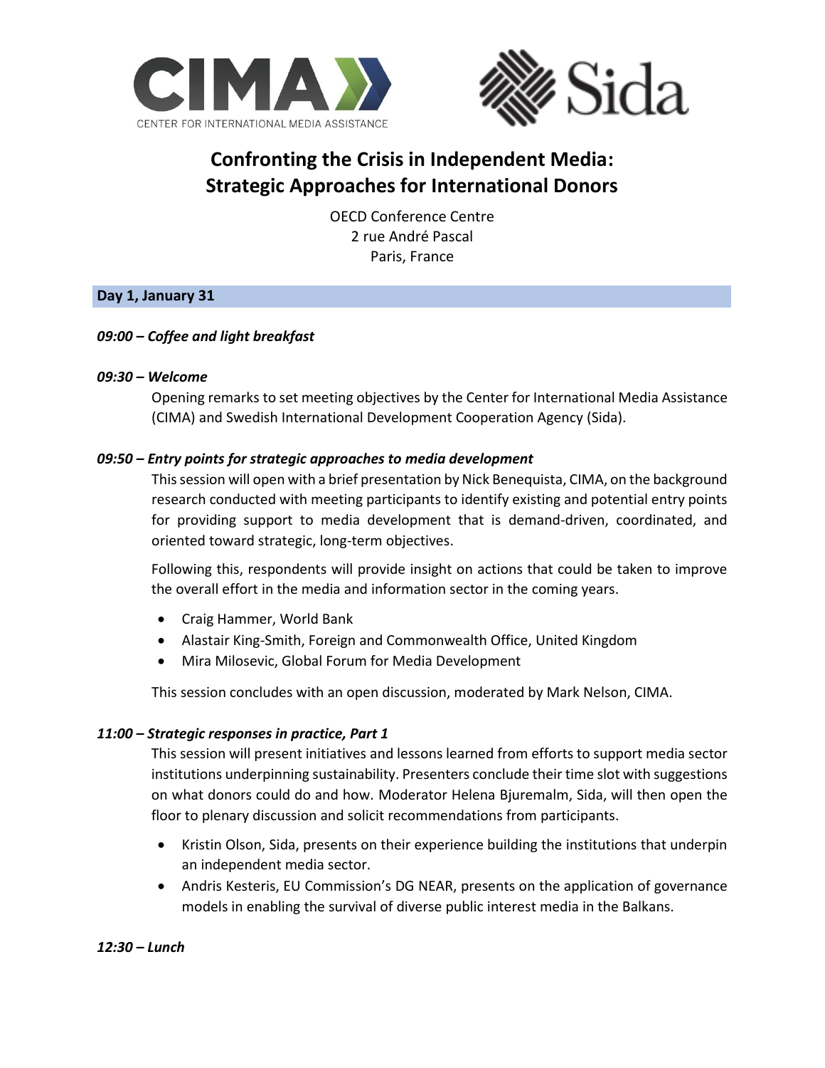CIMA
CENTER FOR INTERNATIONAL MEDIA ASSISTANCE

Sida

# Confronting the Crisis in Independent Media: Strategic Approaches for International Donors

OECD Conference Centre
2 rue André Pascal
Paris, France

## Day 1, January 31

***09:00 – Coffee and light breakfast***

***09:30 – Welcome***

Opening remarks to set meeting objectives by the Center for International Media Assistance (CIMA) and Swedish International Development Cooperation Agency (Sida).

***09:50 – Entry points for strategic approaches to media development***

This session will open with a brief presentation by Nick Benequista, CIMA, on the background research conducted with meeting participants to identify existing and potential entry points for providing support to media development that is demand-driven, coordinated, and oriented toward strategic, long-term objectives.

Following this, respondents will provide insight on actions that could be taken to improve the overall effort in the media and information sector in the coming years.

- Craig Hammer, World Bank
- Alastair King-Smith, Foreign and Commonwealth Office, United Kingdom
- Mira Milosevic, Global Forum for Media Development

This session concludes with an open discussion, moderated by Mark Nelson, CIMA.

***11:00 – Strategic responses in practice, Part 1***

This session will present initiatives and lessons learned from efforts to support media sector institutions underpinning sustainability. Presenters conclude their time slot with suggestions on what donors could do and how. Moderator Helena Bjuremalm, Sida, will then open the floor to plenary discussion and solicit recommendations from participants.

- Kristin Olson, Sida, presents on their experience building the institutions that underpin an independent media sector.
- Andris Kesteris, EU Commission's DG NEAR, presents on the application of governance models in enabling the survival of diverse public interest media in the Balkans.

***12:30 – Lunch***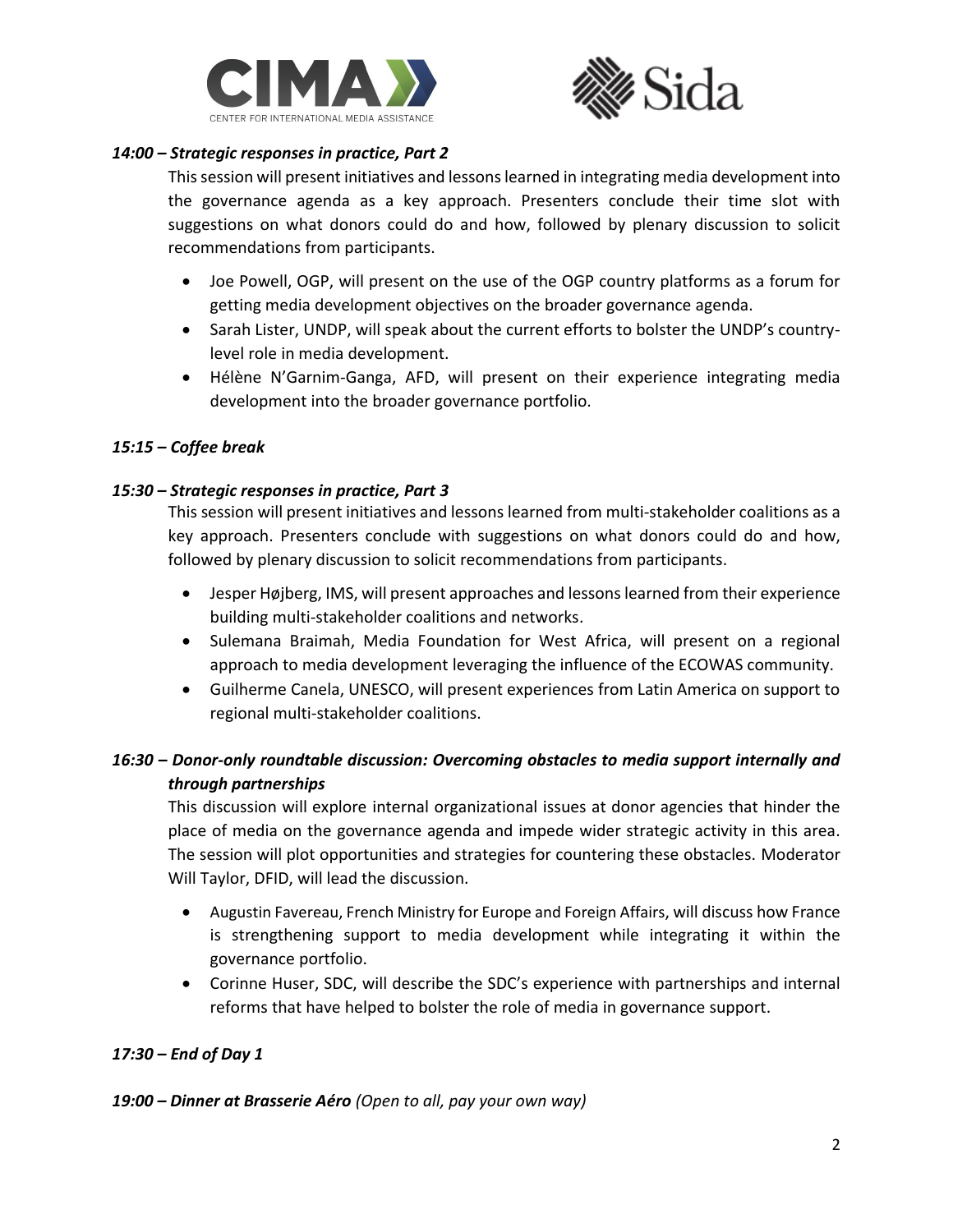***14:00 – Strategic responses in practice, Part 2***

This session will present initiatives and lessons learned in integrating media development into the governance agenda as a key approach. Presenters conclude their time slot with suggestions on what donors could do and how, followed by plenary discussion to solicit recommendations from participants.

- Joe Powell, OGP, will present on the use of the OGP country platforms as a forum for getting media development objectives on the broader governance agenda.
- Sarah Lister, UNDP, will speak about the current efforts to bolster the UNDP's country-level role in media development.
- Hélène N'Garnim-Ganga, AFD, will present on their experience integrating media development into the broader governance portfolio.

***15:15 – Coffee break***

***15:30 – Strategic responses in practice, Part 3***

This session will present initiatives and lessons learned from multi-stakeholder coalitions as a key approach. Presenters conclude with suggestions on what donors could do and how, followed by plenary discussion to solicit recommendations from participants.

- Jesper Højberg, IMS, will present approaches and lessons learned from their experience building multi-stakeholder coalitions and networks.
- Sulemana Braimah, Media Foundation for West Africa, will present on a regional approach to media development leveraging the influence of the ECOWAS community.
- Guilherme Canela, UNESCO, will present experiences from Latin America on support to regional multi-stakeholder coalitions.

***16:30 – Donor-only roundtable discussion: Overcoming obstacles to media support internally and through partnerships***

This discussion will explore internal organizational issues at donor agencies that hinder the place of media on the governance agenda and impede wider strategic activity in this area. The session will plot opportunities and strategies for countering these obstacles. Moderator Will Taylor, DFID, will lead the discussion.

- Augustin Favereau, French Ministry for Europe and Foreign Affairs, will discuss how France is strengthening support to media development while integrating it within the governance portfolio.
- Corinne Huser, SDC, will describe the SDC's experience with partnerships and internal reforms that have helped to bolster the role of media in governance support.

***17:30 – End of Day 1***

***19:00 – Dinner at Brasserie Aéro*** *(Open to all, pay your own way)*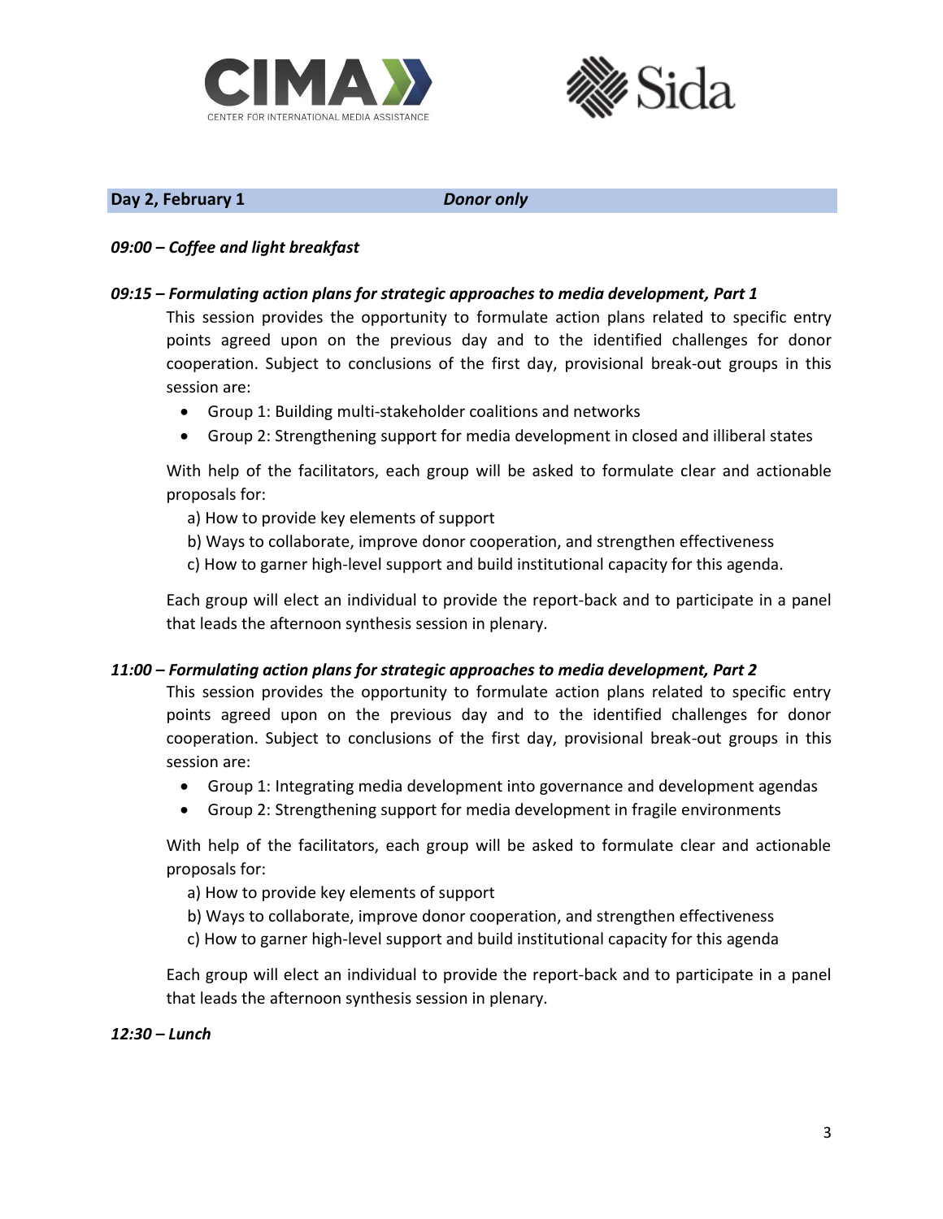**Day 2, February 1** *Donor only*

***09:00 – Coffee and light breakfast***

***09:15 – Formulating action plans for strategic approaches to media development, Part 1***

This session provides the opportunity to formulate action plans related to specific entry points agreed upon on the previous day and to the identified challenges for donor cooperation. Subject to conclusions of the first day, provisional break-out groups in this session are:

- Group 1: Building multi-stakeholder coalitions and networks
- Group 2: Strengthening support for media development in closed and illiberal states

With help of the facilitators, each group will be asked to formulate clear and actionable proposals for:

a) How to provide key elements of support
b) Ways to collaborate, improve donor cooperation, and strengthen effectiveness
c) How to garner high-level support and build institutional capacity for this agenda.

Each group will elect an individual to provide the report-back and to participate in a panel that leads the afternoon synthesis session in plenary.

***11:00 – Formulating action plans for strategic approaches to media development, Part 2***

This session provides the opportunity to formulate action plans related to specific entry points agreed upon on the previous day and to the identified challenges for donor cooperation. Subject to conclusions of the first day, provisional break-out groups in this session are:

- Group 1: Integrating media development into governance and development agendas
- Group 2: Strengthening support for media development in fragile environments

With help of the facilitators, each group will be asked to formulate clear and actionable proposals for:

a) How to provide key elements of support
b) Ways to collaborate, improve donor cooperation, and strengthen effectiveness
c) How to garner high-level support and build institutional capacity for this agenda

Each group will elect an individual to provide the report-back and to participate in a panel that leads the afternoon synthesis session in plenary.

***12:30 – Lunch***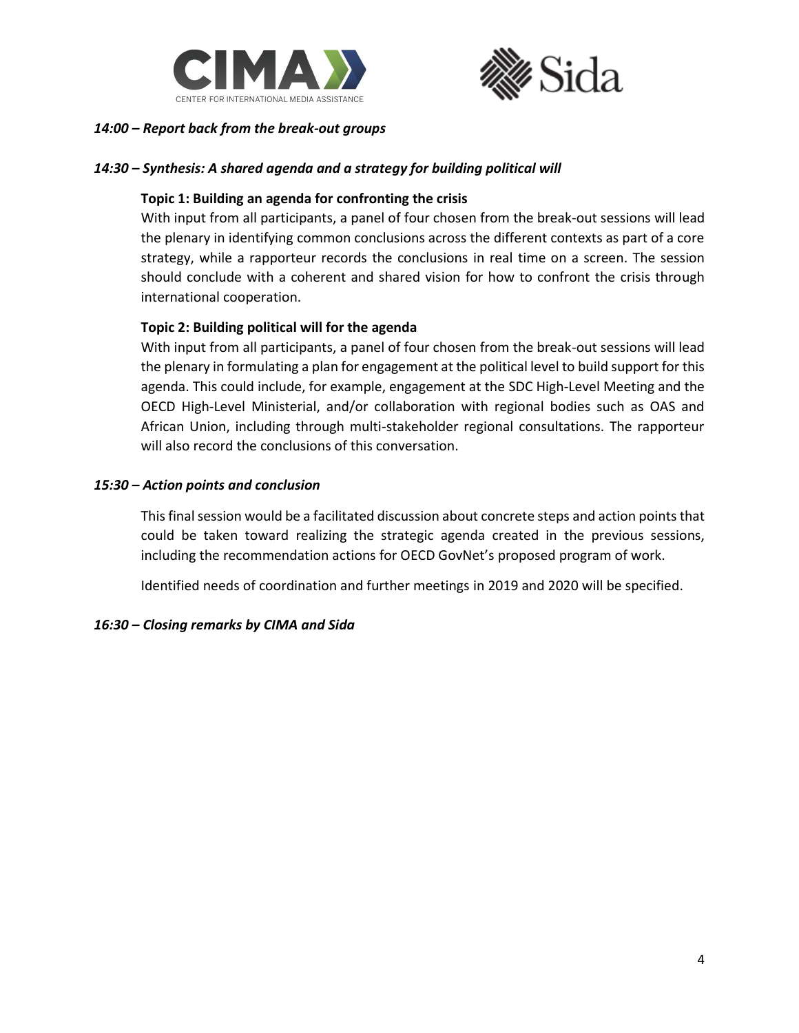*14:00 – Report back from the break-out groups*

*14:30 – Synthesis: A shared agenda and a strategy for building political will*

**Topic 1: Building an agenda for confronting the crisis**

With input from all participants, a panel of four chosen from the break-out sessions will lead the plenary in identifying common conclusions across the different contexts as part of a core strategy, while a rapporteur records the conclusions in real time on a screen. The session should conclude with a coherent and shared vision for how to confront the crisis through international cooperation.

**Topic 2: Building political will for the agenda**

With input from all participants, a panel of four chosen from the break-out sessions will lead the plenary in formulating a plan for engagement at the political level to build support for this agenda. This could include, for example, engagement at the SDC High-Level Meeting and the OECD High-Level Ministerial, and/or collaboration with regional bodies such as OAS and African Union, including through multi-stakeholder regional consultations. The rapporteur will also record the conclusions of this conversation.

*15:30 – Action points and conclusion*

This final session would be a facilitated discussion about concrete steps and action points that could be taken toward realizing the strategic agenda created in the previous sessions, including the recommendation actions for OECD GovNet's proposed program of work.

Identified needs of coordination and further meetings in 2019 and 2020 will be specified.

*16:30 – Closing remarks by CIMA and Sida*